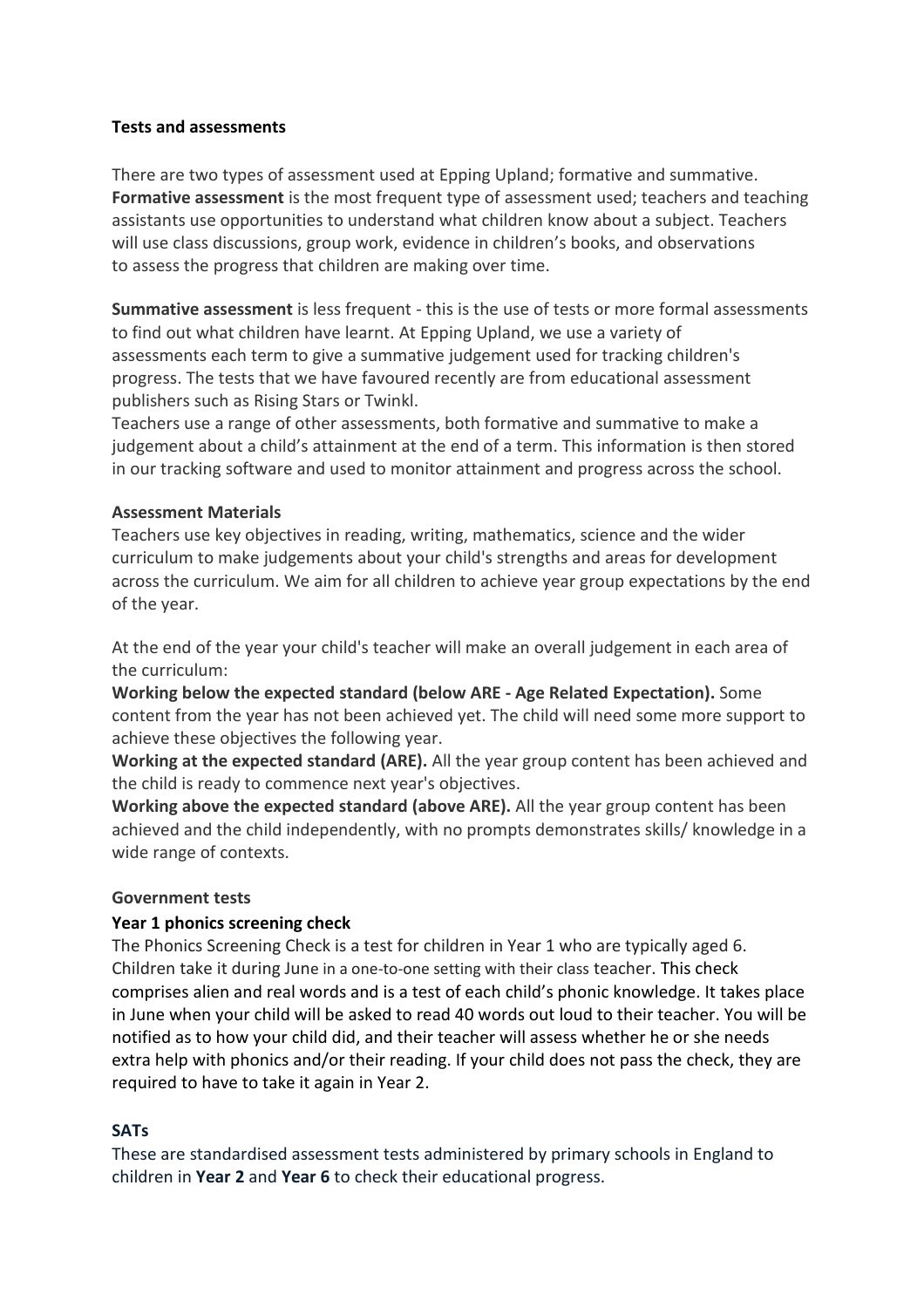**Tests and assessments**

There are two types of assessment used at Epping Upland; formative and summative. **Formative assessment** is the most frequent type of assessment used; teachers and teaching assistants use opportunities to understand what children know about a subject. Teachers will use class discussions, group work, evidence in children's books, and observations to assess the progress that children are making over time.

**Summative assessment** is less frequent - this is the use of tests or more formal assessments to find out what children have learnt. At Epping Upland, we use a variety of assessments each term to give a summative judgement used for tracking children's progress. The tests that we have favoured recently are from educational assessment publishers such as Rising Stars or Twinkl.

Teachers use a range of other assessments, both formative and summative to make a judgement about a child's attainment at the end of a term. This information is then stored in our tracking software and used to monitor attainment and progress across the school.

**Assessment Materials**

Teachers use key objectives in reading, writing, mathematics, science and the wider curriculum to make judgements about your child's strengths and areas for development across the curriculum. We aim for all children to achieve year group expectations by the end of the year.

At the end of the year your child's teacher will make an overall judgement in each area of the curriculum:

**Working below the expected standard (below ARE - Age Related Expectation).** Some content from the year has not been achieved yet. The child will need some more support to achieve these objectives the following year.

**Working at the expected standard (ARE).** All the year group content has been achieved and the child is ready to commence next year's objectives.

**Working above the expected standard (above ARE).** All the year group content has been achieved and the child independently, with no prompts demonstrates skills/ knowledge in a wide range of contexts.

**Government tests**

**Year 1 phonics screening check**

The Phonics Screening Check is a test for children in Year 1 who are typically aged 6. Children take it during June in a one-to-one setting with their class teacher. This check comprises alien and real words and is a test of each child's phonic knowledge. It takes place in June when your child will be asked to read 40 words out loud to their teacher. You will be notified as to how your child did, and their teacher will assess whether he or she needs extra help with phonics and/or their reading. If your child does not pass the check, they are required to have to take it again in Year 2.

**SATs**

These are standardised assessment tests administered by primary schools in England to children in **Year 2** and **Year 6** to check their educational progress.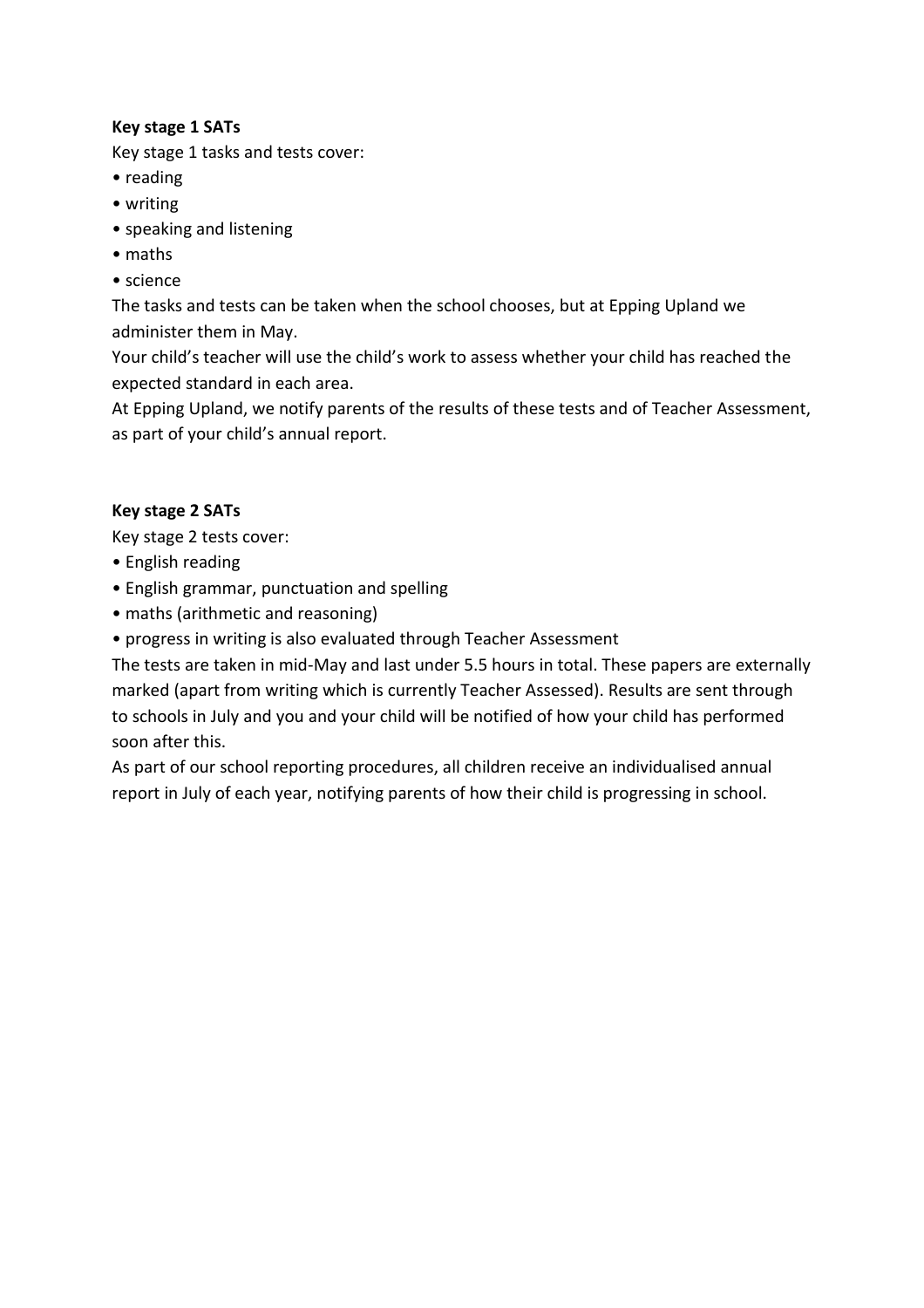**Key stage 1 SATs**

Key stage 1 tasks and tests cover:

- reading
- writing
- speaking and listening
- maths
- science

The tasks and tests can be taken when the school chooses, but at Epping Upland we administer them in May.

Your child's teacher will use the child's work to assess whether your child has reached the expected standard in each area.

At Epping Upland, we notify parents of the results of these tests and of Teacher Assessment, as part of your child's annual report.

**Key stage 2 SATs**

Key stage 2 tests cover:

- English reading
- English grammar, punctuation and spelling
- maths (arithmetic and reasoning)
- progress in writing is also evaluated through Teacher Assessment

The tests are taken in mid-May and last under 5.5 hours in total. These papers are externally marked (apart from writing which is currently Teacher Assessed). Results are sent through to schools in July and you and your child will be notified of how your child has performed soon after this.

As part of our school reporting procedures, all children receive an individualised annual report in July of each year, notifying parents of how their child is progressing in school.